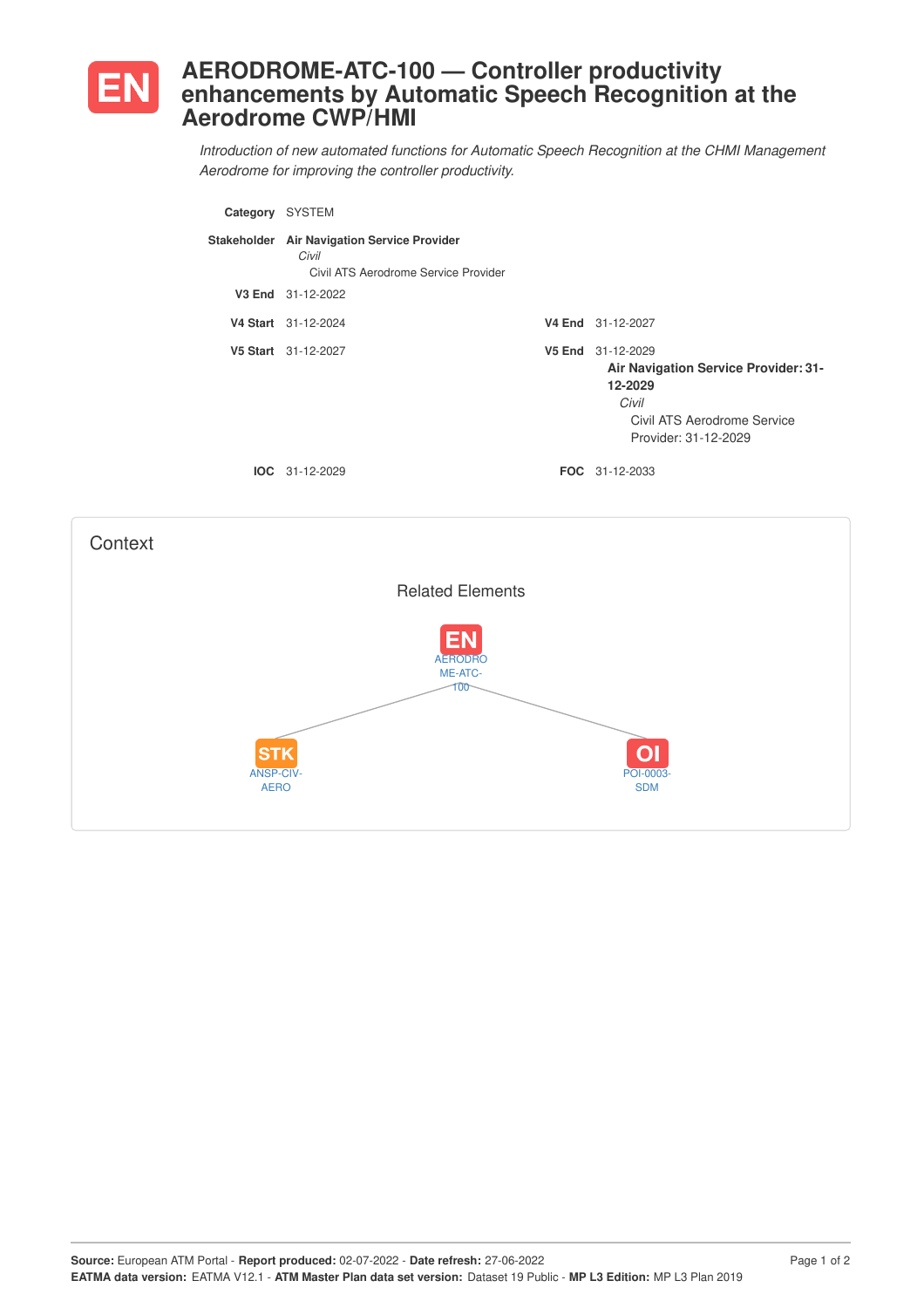# EN AERODROME-ATC-100 — Controller productivity enhancements by Automatic Speech Recognition at the Aerodrome CWP/HMI

*Introduction of new automated functions for Automatic Speech Recognition at the CHMI Management Aerodrome for improving the controller productivity.*

**Category** SYSTEM

**Stakeholder** **Air Navigation Service Provider**
*Civil*
Civil ATS Aerodrome Service Provider

**V3 End** 31-12-2022

**V4 Start** 31-12-2024 **V4 End** 31-12-2027

**V5 Start** 31-12-2027 **V5 End** 31-12-2029
**Air Navigation Service Provider: 31-12-2029**
*Civil*
Civil ATS Aerodrome Service Provider: 31-12-2029

**IOC** 31-12-2029 **FOC** 31-12-2033

## Context

### Related Elements

- EN AERODROME-ATC-100
- STK ANSP-CIV-AERO
- OI POI-0003-SDM

**Source:** European ATM Portal - **Report produced:** 02-07-2022 - **Date refresh:** 27-06-2022
**EATMA data version:** EATMA V12.1 - **ATM Master Plan data set version:** Dataset 19 Public - **MP L3 Edition:** MP L3 Plan 2019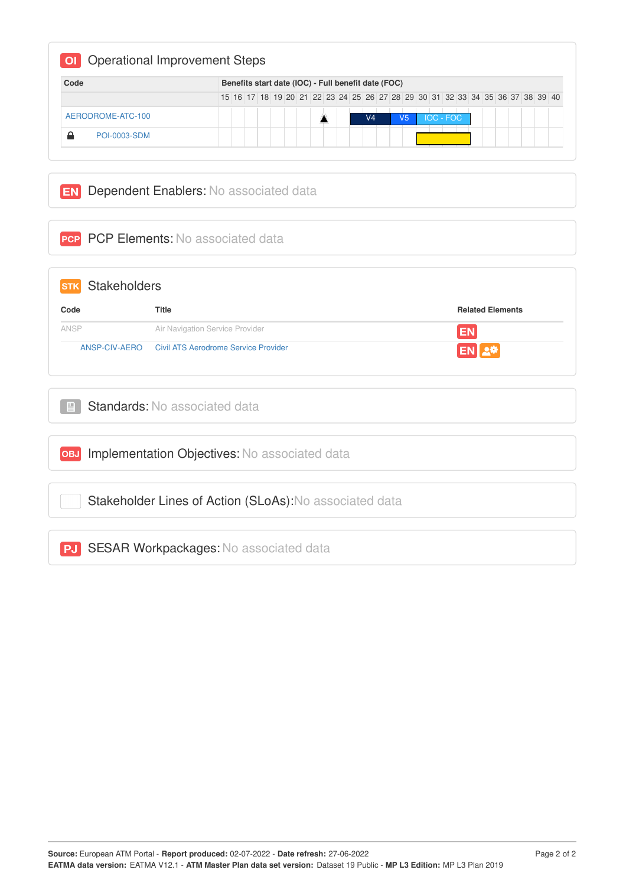## OI Operational Improvement Steps

| Code | Benefits start date (IOC) - Full benefit date (FOC) |
|---|---|
| | 15 16 17 18 19 20 21 22 23 24 25 26 27 28 29 30 31 32 33 34 35 36 37 38 39 40 |
| AERODROME-ATC-100 | ▲ V4 V5 IOC - FOC |
| POI-0003-SDM | |

## EN Dependent Enablers: No associated data

## PCP PCP Elements: No associated data

## STK Stakeholders

| Code | Title | Related Elements |
|---|---|---|
| ANSP | Air Navigation Service Provider | EN |
| ANSP-CIV-AERO | Civil ATS Aerodrome Service Provider | EN |

## Standards: No associated data

## OBJ Implementation Objectives: No associated data

## Stakeholder Lines of Action (SLoAs): No associated data

## PJ SESAR Workpackages: No associated data

**Source:** European ATM Portal - **Report produced:** 02-07-2022 - **Date refresh:** 27-06-2022
**EATMA data version:** EATMA V12.1 - **ATM Master Plan data set version:** Dataset 19 Public - **MP L3 Edition:** MP L3 Plan 2019